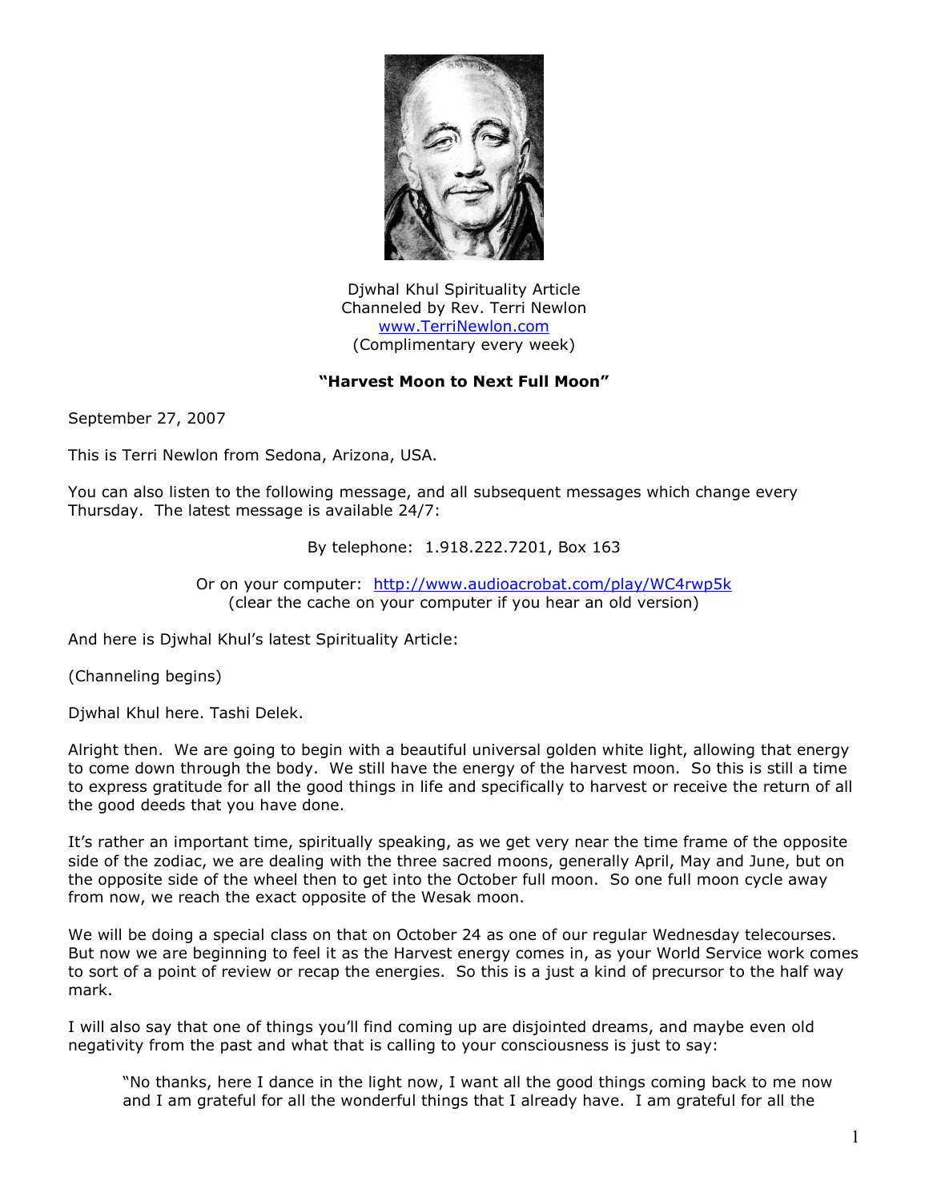Djwhal Khul Spirituality Article
Channeled by Rev. Terri Newlon
[www.TerriNewlon.com](http://www.TerriNewlon.com)
(Complimentary every week)

**"Harvest Moon to Next Full Moon"**

September 27, 2007

This is Terri Newlon from Sedona, Arizona, USA.

You can also listen to the following message, and all subsequent messages which change every Thursday. The latest message is available 24/7:

By telephone: 1.918.222.7201, Box 163

Or on your computer: [http://www.audioacrobat.com/play/WC4rwp5k](http://www.audioacrobat.com/play/WC4rwp5k)
(clear the cache on your computer if you hear an old version)

And here is Djwhal Khul's latest Spirituality Article:

(Channeling begins)

Djwhal Khul here. Tashi Delek.

Alright then. We are going to begin with a beautiful universal golden white light, allowing that energy to come down through the body. We still have the energy of the harvest moon. So this is still a time to express gratitude for all the good things in life and specifically to harvest or receive the return of all the good deeds that you have done.

It's rather an important time, spiritually speaking, as we get very near the time frame of the opposite side of the zodiac, we are dealing with the three sacred moons, generally April, May and June, but on the opposite side of the wheel then to get into the October full moon. So one full moon cycle away from now, we reach the exact opposite of the Wesak moon.

We will be doing a special class on that on October 24 as one of our regular Wednesday telecourses. But now we are beginning to feel it as the Harvest energy comes in, as your World Service work comes to sort of a point of review or recap the energies. So this is a just a kind of precursor to the half way mark.

I will also say that one of things you'll find coming up are disjointed dreams, and maybe even old negativity from the past and what that is calling to your consciousness is just to say:

> "No thanks, here I dance in the light now, I want all the good things coming back to me now and I am grateful for all the wonderful things that I already have. I am grateful for all the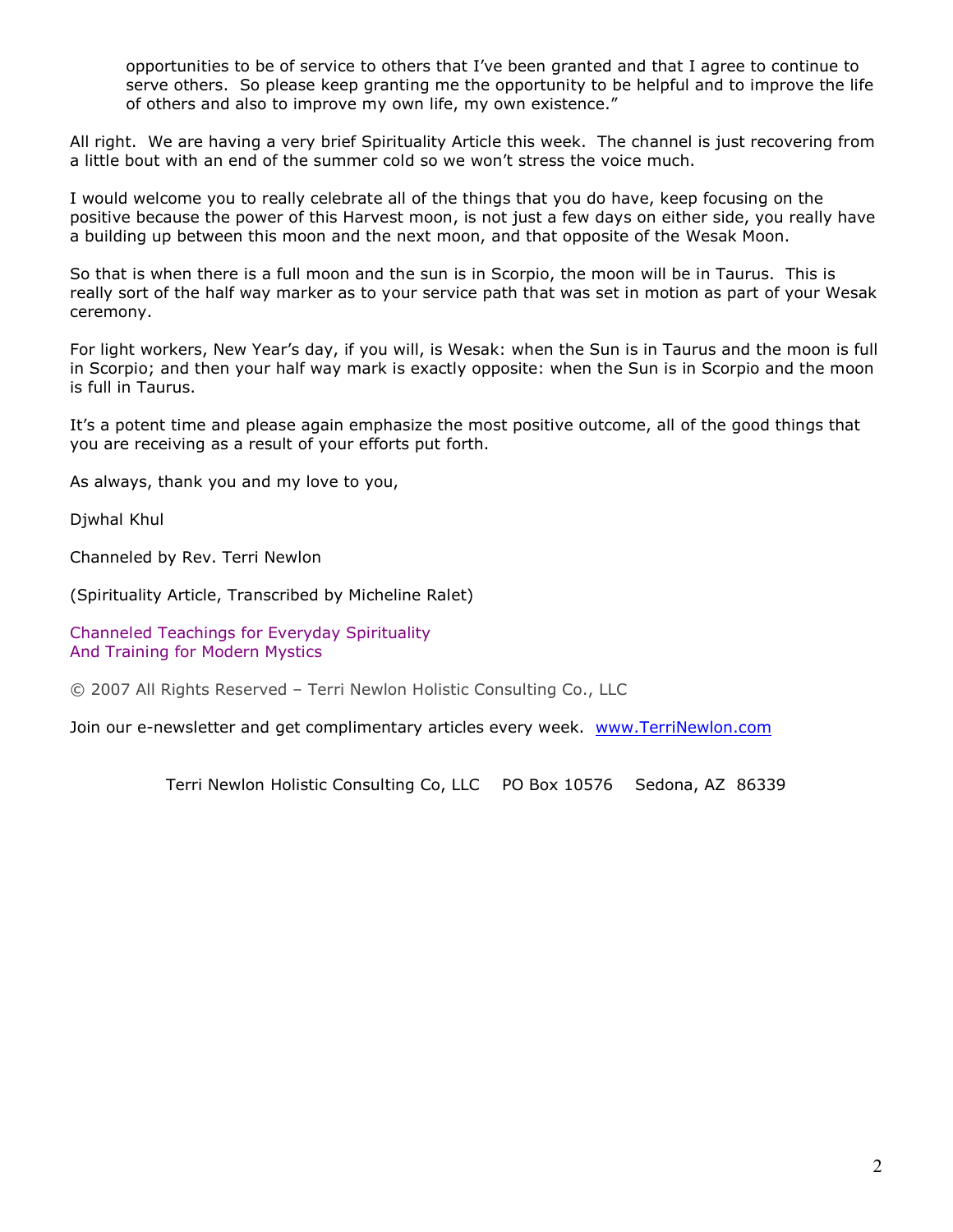> opportunities to be of service to others that I've been granted and that I agree to continue to serve others. So please keep granting me the opportunity to be helpful and to improve the life of others and also to improve my own life, my own existence."

All right. We are having a very brief Spirituality Article this week. The channel is just recovering from a little bout with an end of the summer cold so we won't stress the voice much.

I would welcome you to really celebrate all of the things that you do have, keep focusing on the positive because the power of this Harvest moon, is not just a few days on either side, you really have a building up between this moon and the next moon, and that opposite of the Wesak Moon.

So that is when there is a full moon and the sun is in Scorpio, the moon will be in Taurus. This is really sort of the half way marker as to your service path that was set in motion as part of your Wesak ceremony.

For light workers, New Year's day, if you will, is Wesak: when the Sun is in Taurus and the moon is full in Scorpio; and then your half way mark is exactly opposite: when the Sun is in Scorpio and the moon is full in Taurus.

It's a potent time and please again emphasize the most positive outcome, all of the good things that you are receiving as a result of your efforts put forth.

As always, thank you and my love to you,

Djwhal Khul

Channeled by Rev. Terri Newlon

(Spirituality Article, Transcribed by Micheline Ralet)

Channeled Teachings for Everyday Spirituality
And Training for Modern Mystics

© 2007 All Rights Reserved – Terri Newlon Holistic Consulting Co., LLC

Join our e-newsletter and get complimentary articles every week. [www.TerriNewlon.com](http://www.TerriNewlon.com)

Terri Newlon Holistic Consulting Co, LLC    PO Box 10576    Sedona, AZ 86339